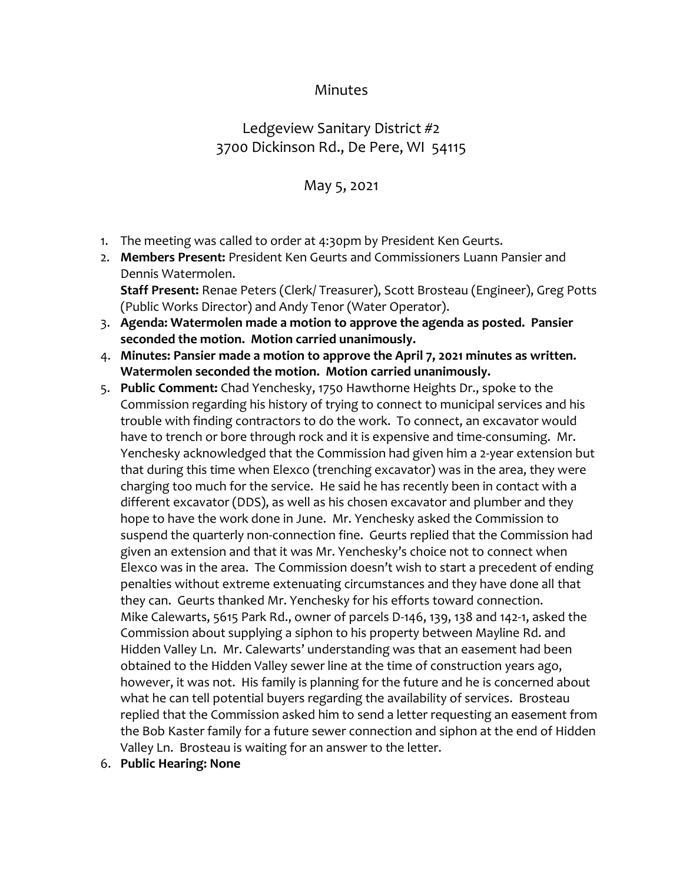# Minutes

## Ledgeview Sanitary District #2
## 3700 Dickinson Rd., De Pere, WI 54115

## May 5, 2021

1. The meeting was called to order at 4:30pm by President Ken Geurts.
2. **Members Present:** President Ken Geurts and Commissioners Luann Pansier and Dennis Watermolen.
   **Staff Present:** Renae Peters (Clerk/ Treasurer), Scott Brosteau (Engineer), Greg Potts (Public Works Director) and Andy Tenor (Water Operator).
3. **Agenda: Watermolen made a motion to approve the agenda as posted. Pansier seconded the motion. Motion carried unanimously.**
4. **Minutes: Pansier made a motion to approve the April 7, 2021 minutes as written. Watermolen seconded the motion. Motion carried unanimously.**
5. **Public Comment:** Chad Yenchesky, 1750 Hawthorne Heights Dr., spoke to the Commission regarding his history of trying to connect to municipal services and his trouble with finding contractors to do the work. To connect, an excavator would have to trench or bore through rock and it is expensive and time-consuming. Mr. Yenchesky acknowledged that the Commission had given him a 2-year extension but that during this time when Elexco (trenching excavator) was in the area, they were charging too much for the service. He said he has recently been in contact with a different excavator (DDS), as well as his chosen excavator and plumber and they hope to have the work done in June. Mr. Yenchesky asked the Commission to suspend the quarterly non-connection fine. Geurts replied that the Commission had given an extension and that it was Mr. Yenchesky's choice not to connect when Elexco was in the area. The Commission doesn't wish to start a precedent of ending penalties without extreme extenuating circumstances and they have done all that they can. Geurts thanked Mr. Yenchesky for his efforts toward connection.
   Mike Calewarts, 5615 Park Rd., owner of parcels D-146, 139, 138 and 142-1, asked the Commission about supplying a siphon to his property between Mayline Rd. and Hidden Valley Ln. Mr. Calewarts' understanding was that an easement had been obtained to the Hidden Valley sewer line at the time of construction years ago, however, it was not. His family is planning for the future and he is concerned about what he can tell potential buyers regarding the availability of services. Brosteau replied that the Commission asked him to send a letter requesting an easement from the Bob Kaster family for a future sewer connection and siphon at the end of Hidden Valley Ln. Brosteau is waiting for an answer to the letter.
6. **Public Hearing: None**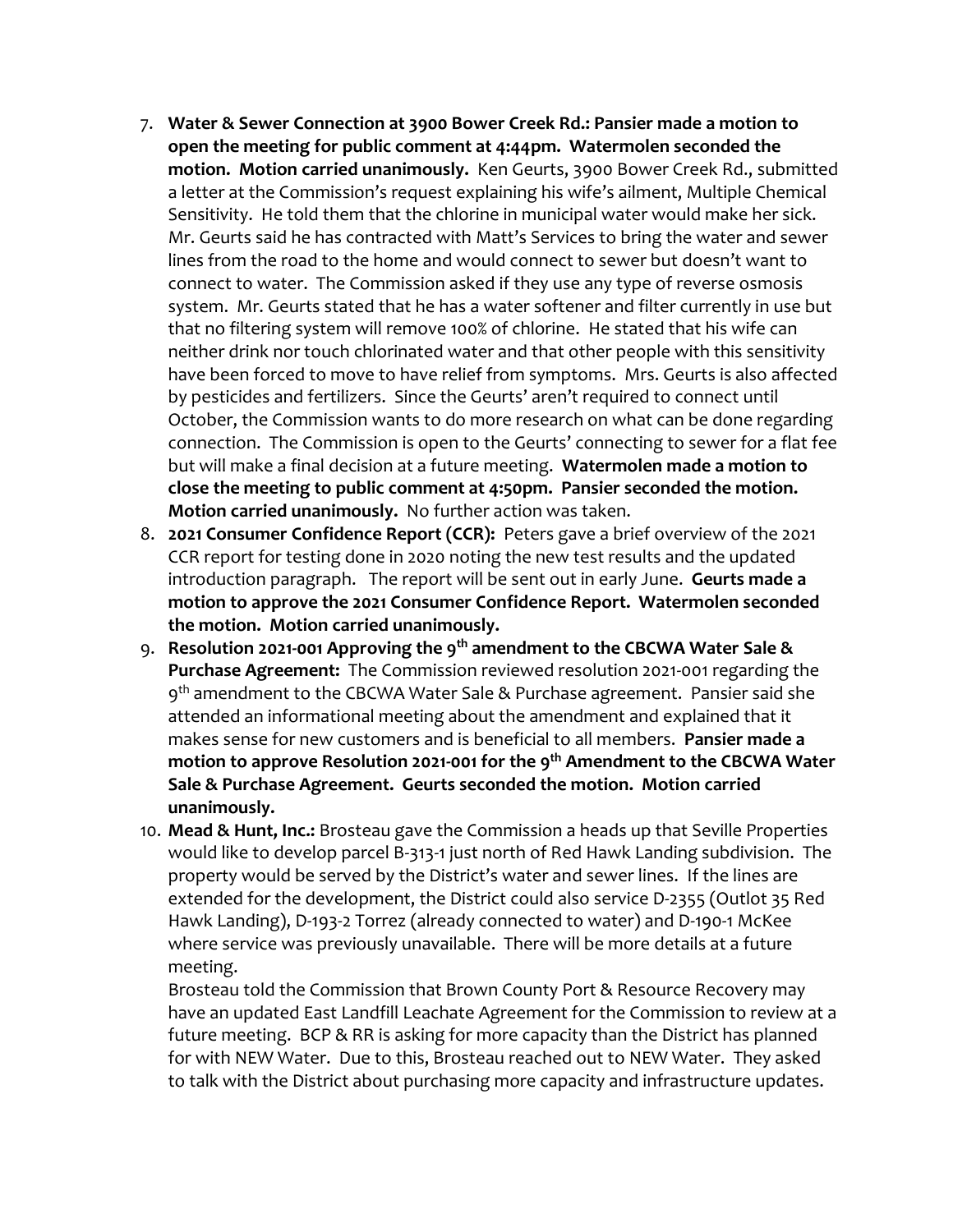7. **Water & Sewer Connection at 3900 Bower Creek Rd.: Pansier made a motion to open the meeting for public comment at 4:44pm. Watermolen seconded the motion. Motion carried unanimously.** Ken Geurts, 3900 Bower Creek Rd., submitted a letter at the Commission's request explaining his wife's ailment, Multiple Chemical Sensitivity. He told them that the chlorine in municipal water would make her sick. Mr. Geurts said he has contracted with Matt's Services to bring the water and sewer lines from the road to the home and would connect to sewer but doesn't want to connect to water. The Commission asked if they use any type of reverse osmosis system. Mr. Geurts stated that he has a water softener and filter currently in use but that no filtering system will remove 100% of chlorine. He stated that his wife can neither drink nor touch chlorinated water and that other people with this sensitivity have been forced to move to have relief from symptoms. Mrs. Geurts is also affected by pesticides and fertilizers. Since the Geurts' aren't required to connect until October, the Commission wants to do more research on what can be done regarding connection. The Commission is open to the Geurts' connecting to sewer for a flat fee but will make a final decision at a future meeting. **Watermolen made a motion to close the meeting to public comment at 4:50pm. Pansier seconded the motion. Motion carried unanimously.** No further action was taken.
8. **2021 Consumer Confidence Report (CCR):** Peters gave a brief overview of the 2021 CCR report for testing done in 2020 noting the new test results and the updated introduction paragraph. The report will be sent out in early June. **Geurts made a motion to approve the 2021 Consumer Confidence Report. Watermolen seconded the motion. Motion carried unanimously.**
9. **Resolution 2021-001 Approving the 9th amendment to the CBCWA Water Sale & Purchase Agreement:** The Commission reviewed resolution 2021-001 regarding the 9th amendment to the CBCWA Water Sale & Purchase agreement. Pansier said she attended an informational meeting about the amendment and explained that it makes sense for new customers and is beneficial to all members. **Pansier made a motion to approve Resolution 2021-001 for the 9th Amendment to the CBCWA Water Sale & Purchase Agreement. Geurts seconded the motion. Motion carried unanimously.**
10. **Mead & Hunt, Inc.:** Brosteau gave the Commission a heads up that Seville Properties would like to develop parcel B-313-1 just north of Red Hawk Landing subdivision. The property would be served by the District's water and sewer lines. If the lines are extended for the development, the District could also service D-2355 (Outlot 35 Red Hawk Landing), D-193-2 Torrez (already connected to water) and D-190-1 McKee where service was previously unavailable. There will be more details at a future meeting.

    Brosteau told the Commission that Brown County Port & Resource Recovery may have an updated East Landfill Leachate Agreement for the Commission to review at a future meeting. BCP & RR is asking for more capacity than the District has planned for with NEW Water. Due to this, Brosteau reached out to NEW Water. They asked to talk with the District about purchasing more capacity and infrastructure updates.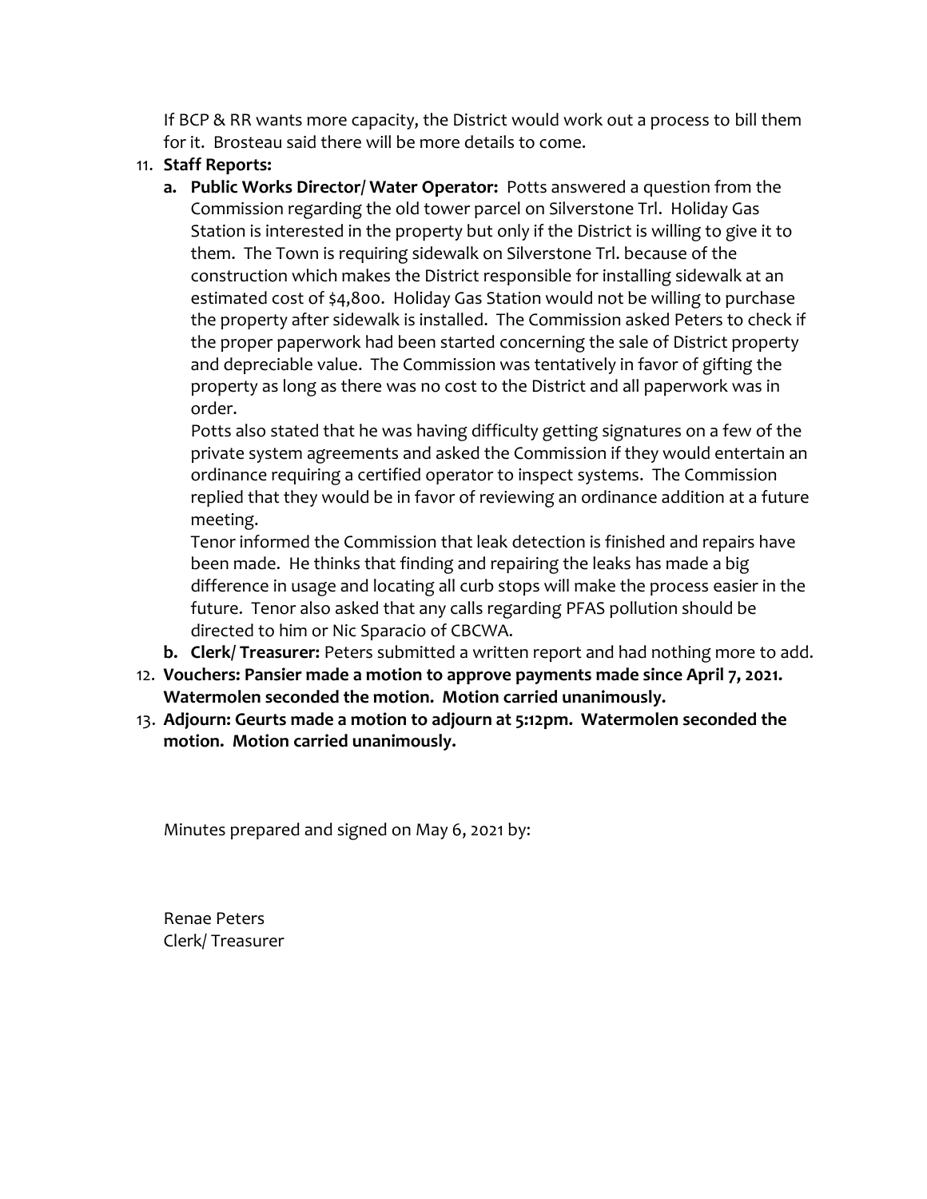If BCP & RR wants more capacity, the District would work out a process to bill them for it. Brosteau said there will be more details to come.

11. **Staff Reports:**
    a. **Public Works Director/ Water Operator:** Potts answered a question from the Commission regarding the old tower parcel on Silverstone Trl. Holiday Gas Station is interested in the property but only if the District is willing to give it to them. The Town is requiring sidewalk on Silverstone Trl. because of the construction which makes the District responsible for installing sidewalk at an estimated cost of $4,800. Holiday Gas Station would not be willing to purchase the property after sidewalk is installed. The Commission asked Peters to check if the proper paperwork had been started concerning the sale of District property and depreciable value. The Commission was tentatively in favor of gifting the property as long as there was no cost to the District and all paperwork was in order.

       Potts also stated that he was having difficulty getting signatures on a few of the private system agreements and asked the Commission if they would entertain an ordinance requiring a certified operator to inspect systems. The Commission replied that they would be in favor of reviewing an ordinance addition at a future meeting.

       Tenor informed the Commission that leak detection is finished and repairs have been made. He thinks that finding and repairing the leaks has made a big difference in usage and locating all curb stops will make the process easier in the future. Tenor also asked that any calls regarding PFAS pollution should be directed to him or Nic Sparacio of CBCWA.

    b. **Clerk/ Treasurer:** Peters submitted a written report and had nothing more to add.

12. **Vouchers: Pansier made a motion to approve payments made since April 7, 2021. Watermolen seconded the motion. Motion carried unanimously.**
13. **Adjourn: Geurts made a motion to adjourn at 5:12pm. Watermolen seconded the motion. Motion carried unanimously.**

Minutes prepared and signed on May 6, 2021 by:

Renae Peters
Clerk/ Treasurer